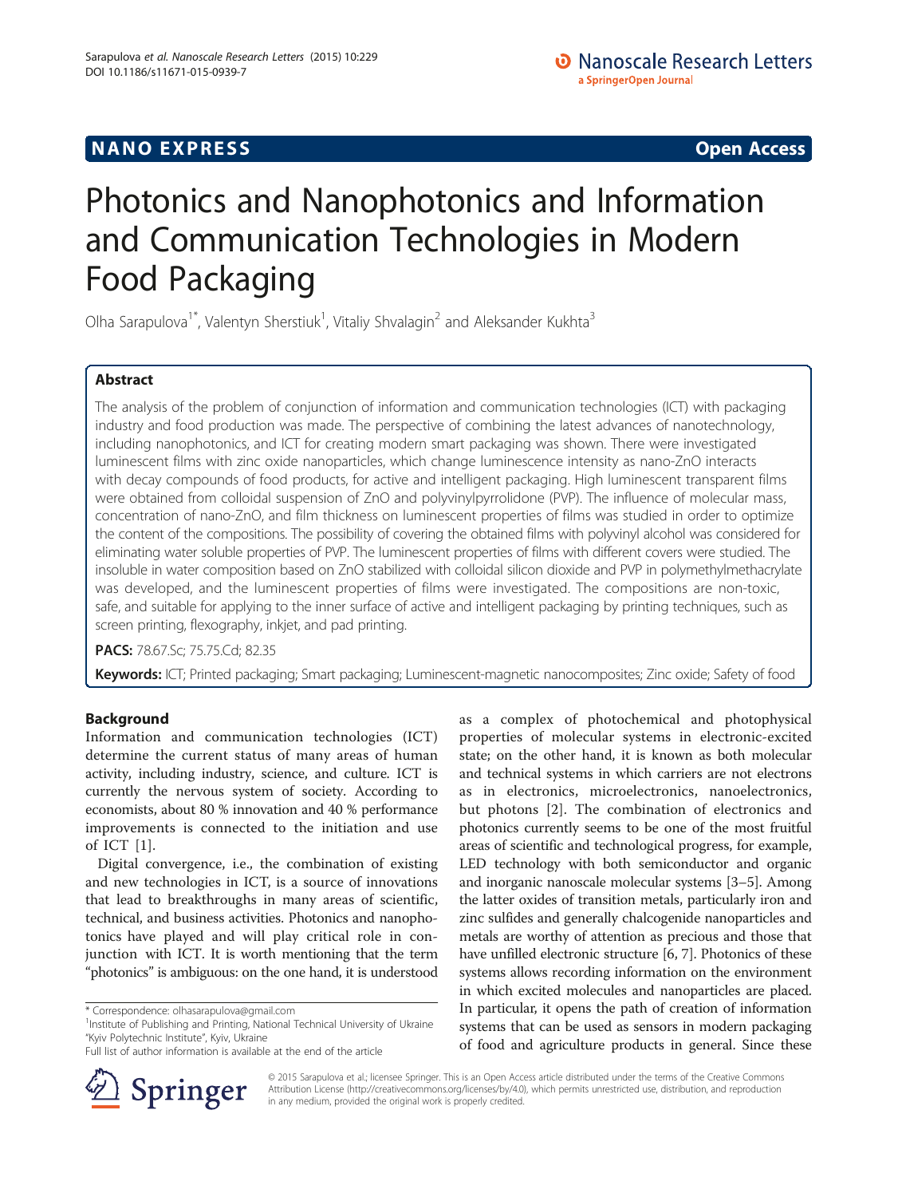NANO EXPRESS **Open Access**

# Photonics and Nanophotonics and Information and Communication Technologies in Modern Food Packaging

Olha Sarapulova[1*], Valentyn Sherstiuk[1], Vitaliy Shvalagin[2] and Aleksander Kukhta[3]

## Abstract

The analysis of the problem of conjunction of information and communication technologies (ICT) with packaging industry and food production was made. The perspective of combining the latest advances of nanotechnology, including nanophotonics, and ICT for creating modern smart packaging was shown. There were investigated luminescent films with zinc oxide nanoparticles, which change luminescence intensity as nano-ZnO interacts with decay compounds of food products, for active and intelligent packaging. High luminescent transparent films were obtained from colloidal suspension of ZnO and polyvinylpyrrolidone (PVP). The influence of molecular mass, concentration of nano-ZnO, and film thickness on luminescent properties of films was studied in order to optimize the content of the compositions. The possibility of covering the obtained films with polyvinyl alcohol was considered for eliminating water soluble properties of PVP. The luminescent properties of films with different covers were studied. The insoluble in water composition based on ZnO stabilized with colloidal silicon dioxide and PVP in polymethylmethacrylate was developed, and the luminescent properties of films were investigated. The compositions are non-toxic, safe, and suitable for applying to the inner surface of active and intelligent packaging by printing techniques, such as screen printing, flexography, inkjet, and pad printing.

**PACS:** 78.67.Sc; 75.75.Cd; 82.35

**Keywords:** ICT; Printed packaging; Smart packaging; Luminescent-magnetic nanocomposites; Zinc oxide; Safety of food

## Background

Information and communication technologies (ICT) determine the current status of many areas of human activity, including industry, science, and culture. ICT is currently the nervous system of society. According to economists, about 80 % innovation and 40 % performance improvements is connected to the initiation and use of ICT [1].

Digital convergence, i.e., the combination of existing and new technologies in ICT, is a source of innovations that lead to breakthroughs in many areas of scientific, technical, and business activities. Photonics and nanophotonics have played and will play critical role in conjunction with ICT. It is worth mentioning that the term "photonics" is ambiguous: on the one hand, it is understood as a complex of photochemical and photophysical properties of molecular systems in electronic-excited state; on the other hand, it is known as both molecular and technical systems in which carriers are not electrons as in electronics, microelectronics, nanoelectronics, but photons [2]. The combination of electronics and photonics currently seems to be one of the most fruitful areas of scientific and technological progress, for example, LED technology with both semiconductor and organic and inorganic nanoscale molecular systems [3–5]. Among the latter oxides of transition metals, particularly iron and zinc sulfides and generally chalcogenide nanoparticles and metals are worthy of attention as precious and those that have unfilled electronic structure [6, 7]. Photonics of these systems allows recording information on the environment in which excited molecules and nanoparticles are placed. In particular, it opens the path of creation of information systems that can be used as sensors in modern packaging of food and agriculture products in general. Since these

\* Correspondence: olhasarapulova@gmail.com
[1]Institute of Publishing and Printing, National Technical University of Ukraine "Kyiv Polytechnic Institute", Kyiv, Ukraine
Full list of author information is available at the end of the article

© 2015 Sarapulova et al.; licensee Springer. This is an Open Access article distributed under the terms of the Creative Commons Attribution License (http://creativecommons.org/licenses/by/4.0), which permits unrestricted use, distribution, and reproduction in any medium, provided the original work is properly credited.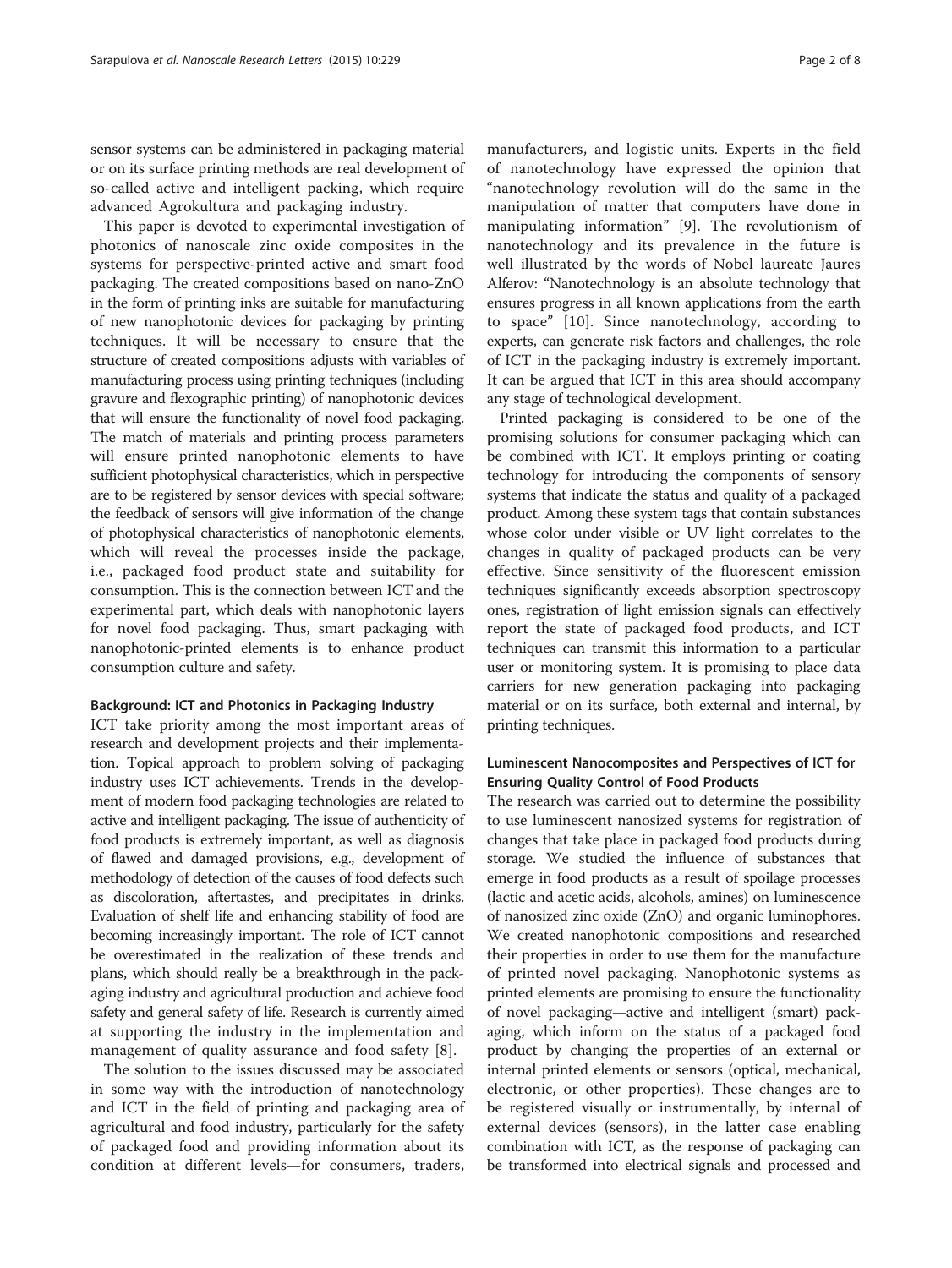sensor systems can be administered in packaging material or on its surface printing methods are real development of so-called active and intelligent packing, which require advanced Agrokultura and packaging industry.

This paper is devoted to experimental investigation of photonics of nanoscale zinc oxide composites in the systems for perspective-printed active and smart food packaging. The created compositions based on nano-ZnO in the form of printing inks are suitable for manufacturing of new nanophotonic devices for packaging by printing techniques. It will be necessary to ensure that the structure of created compositions adjusts with variables of manufacturing process using printing techniques (including gravure and flexographic printing) of nanophotonic devices that will ensure the functionality of novel food packaging. The match of materials and printing process parameters will ensure printed nanophotonic elements to have sufficient photophysical characteristics, which in perspective are to be registered by sensor devices with special software; the feedback of sensors will give information of the change of photophysical characteristics of nanophotonic elements, which will reveal the processes inside the package, i.e., packaged food product state and suitability for consumption. This is the connection between ICT and the experimental part, which deals with nanophotonic layers for novel food packaging. Thus, smart packaging with nanophotonic-printed elements is to enhance product consumption culture and safety.

### Background: ICT and Photonics in Packaging Industry

ICT take priority among the most important areas of research and development projects and their implementation. Topical approach to problem solving of packaging industry uses ICT achievements. Trends in the development of modern food packaging technologies are related to active and intelligent packaging. The issue of authenticity of food products is extremely important, as well as diagnosis of flawed and damaged provisions, e.g., development of methodology of detection of the causes of food defects such as discoloration, aftertastes, and precipitates in drinks. Evaluation of shelf life and enhancing stability of food are becoming increasingly important. The role of ICT cannot be overestimated in the realization of these trends and plans, which should really be a breakthrough in the packaging industry and agricultural production and achieve food safety and general safety of life. Research is currently aimed at supporting the industry in the implementation and management of quality assurance and food safety [8].

The solution to the issues discussed may be associated in some way with the introduction of nanotechnology and ICT in the field of printing and packaging area of agricultural and food industry, particularly for the safety of packaged food and providing information about its condition at different levels—for consumers, traders, manufacturers, and logistic units. Experts in the field of nanotechnology have expressed the opinion that "nanotechnology revolution will do the same in the manipulation of matter that computers have done in manipulating information" [9]. The revolutionism of nanotechnology and its prevalence in the future is well illustrated by the words of Nobel laureate Jaures Alferov: "Nanotechnology is an absolute technology that ensures progress in all known applications from the earth to space" [10]. Since nanotechnology, according to experts, can generate risk factors and challenges, the role of ICT in the packaging industry is extremely important. It can be argued that ICT in this area should accompany any stage of technological development.

Printed packaging is considered to be one of the promising solutions for consumer packaging which can be combined with ICT. It employs printing or coating technology for introducing the components of sensory systems that indicate the status and quality of a packaged product. Among these system tags that contain substances whose color under visible or UV light correlates to the changes in quality of packaged products can be very effective. Since sensitivity of the fluorescent emission techniques significantly exceeds absorption spectroscopy ones, registration of light emission signals can effectively report the state of packaged food products, and ICT techniques can transmit this information to a particular user or monitoring system. It is promising to place data carriers for new generation packaging into packaging material or on its surface, both external and internal, by printing techniques.

### Luminescent Nanocomposites and Perspectives of ICT for Ensuring Quality Control of Food Products

The research was carried out to determine the possibility to use luminescent nanosized systems for registration of changes that take place in packaged food products during storage. We studied the influence of substances that emerge in food products as a result of spoilage processes (lactic and acetic acids, alcohols, amines) on luminescence of nanosized zinc oxide (ZnO) and organic luminophores. We created nanophotonic compositions and researched their properties in order to use them for the manufacture of printed novel packaging. Nanophotonic systems as printed elements are promising to ensure the functionality of novel packaging—active and intelligent (smart) packaging, which inform on the status of a packaged food product by changing the properties of an external or internal printed elements or sensors (optical, mechanical, electronic, or other properties). These changes are to be registered visually or instrumentally, by internal of external devices (sensors), in the latter case enabling combination with ICT, as the response of packaging can be transformed into electrical signals and processed and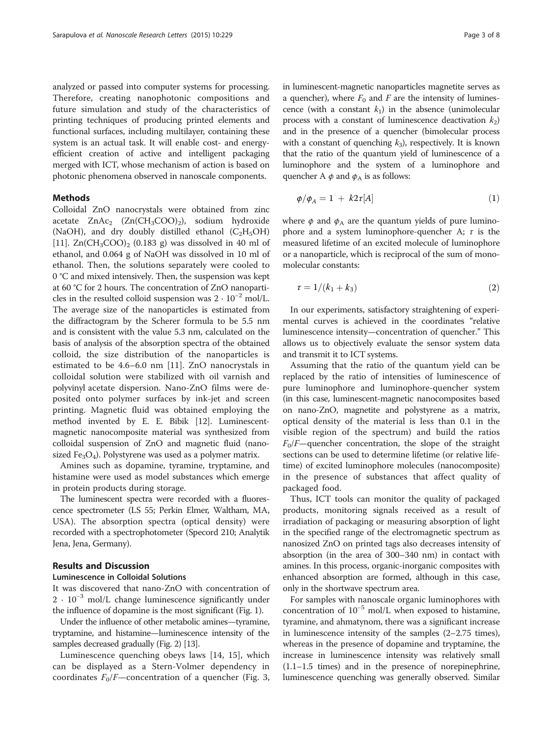analyzed or passed into computer systems for processing. Therefore, creating nanophotonic compositions and future simulation and study of the characteristics of printing techniques of producing printed elements and functional surfaces, including multilayer, containing these system is an actual task. It will enable cost- and energy-efficient creation of active and intelligent packaging merged with ICT, whose mechanism of action is based on photonic phenomena observed in nanoscale components.

## Methods

Colloidal ZnO nanocrystals were obtained from zinc acetate $ZnAc_2$ ($Zn(CH_3COO)_2$), sodium hydroxide (NaOH), and dry doubly distilled ethanol ($C_2H_5OH$) [11]. $Zn(CH_3COO)_2$ (0.183 g) was dissolved in 40 ml of ethanol, and 0.064 g of NaOH was dissolved in 10 ml of ethanol. Then, the solutions separately were cooled to 0 °C and mixed intensively. Then, the suspension was kept at 60 °C for 2 hours. The concentration of ZnO nanoparticles in the resulted colloid suspension was $2 \cdot 10^{-2}$ mol/L. The average size of the nanoparticles is estimated from the diffractogram by the Scherer formula to be 5.5 nm and is consistent with the value 5.3 nm, calculated on the basis of analysis of the absorption spectra of the obtained colloid, the size distribution of the nanoparticles is estimated to be 4.6–6.0 nm [11]. ZnO nanocrystals in colloidal solution were stabilized with oil varnish and polyvinyl acetate dispersion. Nano-ZnO films were deposited onto polymer surfaces by ink-jet and screen printing. Magnetic fluid was obtained employing the method invented by E. E. Bibik [12]. Luminescent-magnetic nanocomposite material was synthesized from colloidal suspension of ZnO and magnetic fluid (nanosized $Fe_3O_4$). Polystyrene was used as a polymer matrix.

Amines such as dopamine, tyramine, tryptamine, and histamine were used as model substances which emerge in protein products during storage.

The luminescent spectra were recorded with a fluorescence spectrometer (LS 55; Perkin Elmer, Waltham, MA, USA). The absorption spectra (optical density) were recorded with a spectrophotometer (Specord 210; Analytik Jena, Jena, Germany).

## Results and Discussion

### Luminescence in Colloidal Solutions

It was discovered that nano-ZnO with concentration of $2 \cdot 10^{-3}$ mol/L change luminescence significantly under the influence of dopamine is the most significant (Fig. 1).

Under the influence of other metabolic amines—tyramine, tryptamine, and histamine—luminescence intensity of the samples decreased gradually (Fig. 2) [13].

Luminescence quenching obeys laws [14, 15], which can be displayed as a Stern-Volmer dependency in coordinates $F_0/F$—concentration of a quencher (Fig. 3, in luminescent-magnetic nanoparticles magnetite serves as a quencher), where $F_0$ and $F$ are the intensity of luminescence (with a constant $k_1$) in the absence (unimolecular process with a constant of luminescence deactivation $k_2$) and in the presence of a quencher (bimolecular process with a constant of quenching $k_3$), respectively. It is known that the ratio of the quantum yield of luminescence of a luminophore and the system of a luminophore and quencher A $\phi$ and $\phi_A$ is as follows:

$$\phi/\phi_A = 1 + k2\tau[A] \tag{1}$$

where $\phi$ and $\phi_A$ are the quantum yields of pure luminophore and a system luminophore-quencher A; $\tau$ is the measured lifetime of an excited molecule of luminophore or a nanoparticle, which is reciprocal of the sum of monomolecular constants:

$$\tau = 1/(k_1 + k_3) \tag{2}$$

In our experiments, satisfactory straightening of experimental curves is achieved in the coordinates "relative luminescence intensity—concentration of quencher." This allows us to objectively evaluate the sensor system data and transmit it to ICT systems.

Assuming that the ratio of the quantum yield can be replaced by the ratio of intensities of luminescence of pure luminophore and luminophore-quencher system (in this case, luminescent-magnetic nanocomposites based on nano-ZnO, magnetite and polystyrene as a matrix, optical density of the material is less than 0.1 in the visible region of the spectrum) and build the ratios $F_0/F$—quencher concentration, the slope of the straight sections can be used to determine lifetime (or relative lifetime) of excited luminophore molecules (nanocomposite) in the presence of substances that affect quality of packaged food.

Thus, ICT tools can monitor the quality of packaged products, monitoring signals received as a result of irradiation of packaging or measuring absorption of light in the specified range of the electromagnetic spectrum as nanosized ZnO on printed tags also decreases intensity of absorption (in the area of 300–340 nm) in contact with amines. In this process, organic-inorganic composites with enhanced absorption are formed, although in this case, only in the shortwave spectrum area.

For samples with nanoscale organic luminophores with concentration of $10^{-5}$ mol/L when exposed to histamine, tyramine, and ahmatynom, there was a significant increase in luminescence intensity of the samples (2–2.75 times), whereas in the presence of dopamine and tryptamine, the increase in luminescence intensity was relatively small (1.1–1.5 times) and in the presence of norepinephrine, luminescence quenching was generally observed. Similar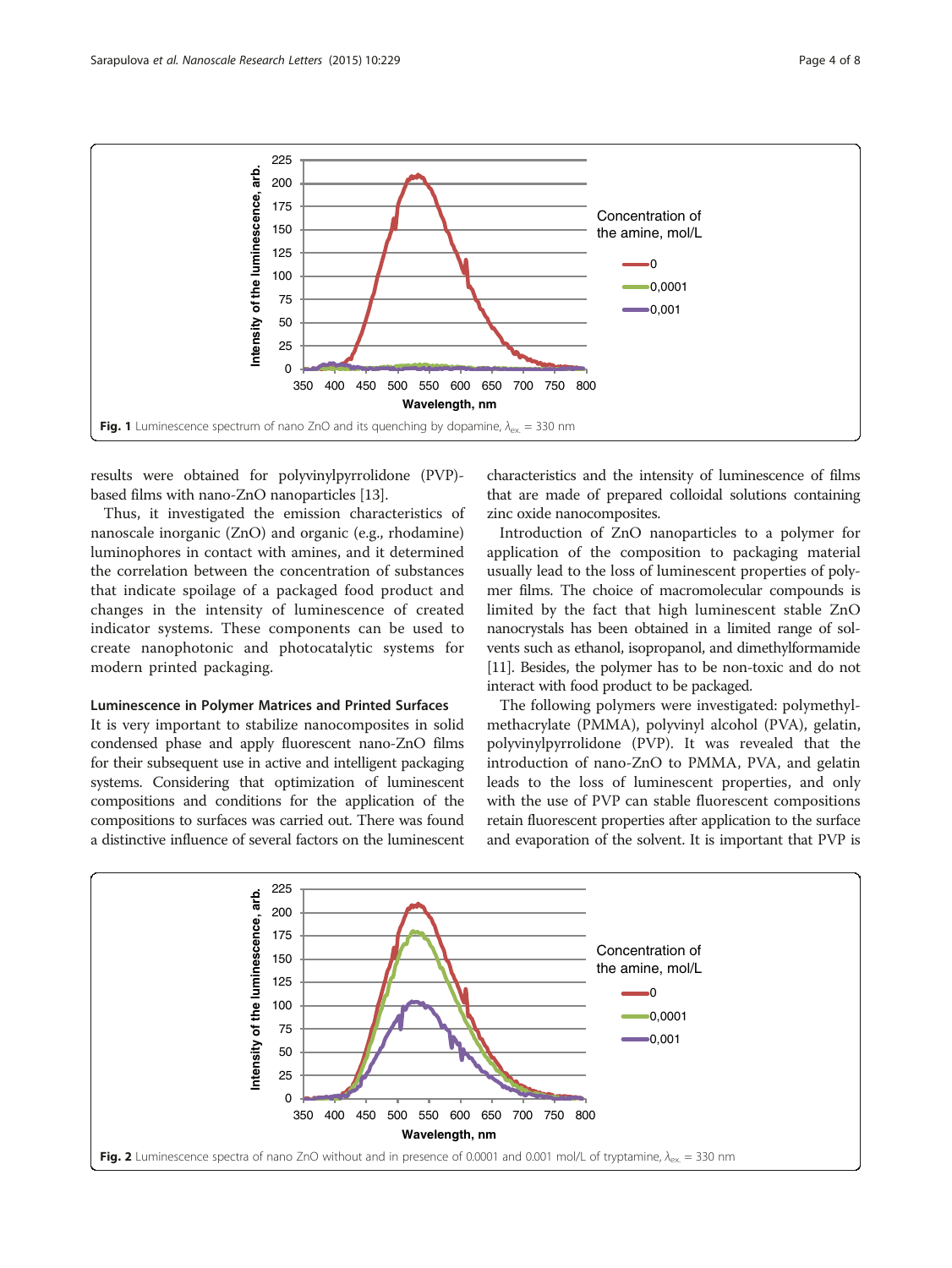Fig. 1 Luminescence spectrum of nano ZnO and its quenching by dopamine, $\lambda_{ex.}$ = 330 nm

results were obtained for polyvinylpyrrolidone (PVP)-based films with nano-ZnO nanoparticles [13].

Thus, it investigated the emission characteristics of nanoscale inorganic (ZnO) and organic (e.g., rhodamine) luminophores in contact with amines, and it determined the correlation between the concentration of substances that indicate spoilage of a packaged food product and changes in the intensity of luminescence of created indicator systems. These components can be used to create nanophotonic and photocatalytic systems for modern printed packaging.

### Luminescence in Polymer Matrices and Printed Surfaces

It is very important to stabilize nanocomposites in solid condensed phase and apply fluorescent nano-ZnO films for their subsequent use in active and intelligent packaging systems. Considering that optimization of luminescent compositions and conditions for the application of the compositions to surfaces was carried out. There was found a distinctive influence of several factors on the luminescent characteristics and the intensity of luminescence of films that are made of prepared colloidal solutions containing zinc oxide nanocomposites.

Introduction of ZnO nanoparticles to a polymer for application of the composition to packaging material usually lead to the loss of luminescent properties of polymer films. The choice of macromolecular compounds is limited by the fact that high luminescent stable ZnO nanocrystals has been obtained in a limited range of solvents such as ethanol, isopropanol, and dimethylformamide [11]. Besides, the polymer has to be non-toxic and do not interact with food product to be packaged.

The following polymers were investigated: polymethylmethacrylate (PMMA), polyvinyl alcohol (PVA), gelatin, polyvinylpyrrolidone (PVP). It was revealed that the introduction of nano-ZnO to PMMA, PVA, and gelatin leads to the loss of luminescent properties, and only with the use of PVP can stable fluorescent compositions retain fluorescent properties after application to the surface and evaporation of the solvent. It is important that PVP is

Fig. 2 Luminescence spectra of nano ZnO without and in presence of 0.0001 and 0.001 mol/L of tryptamine, $\lambda_{ex.}$ = 330 nm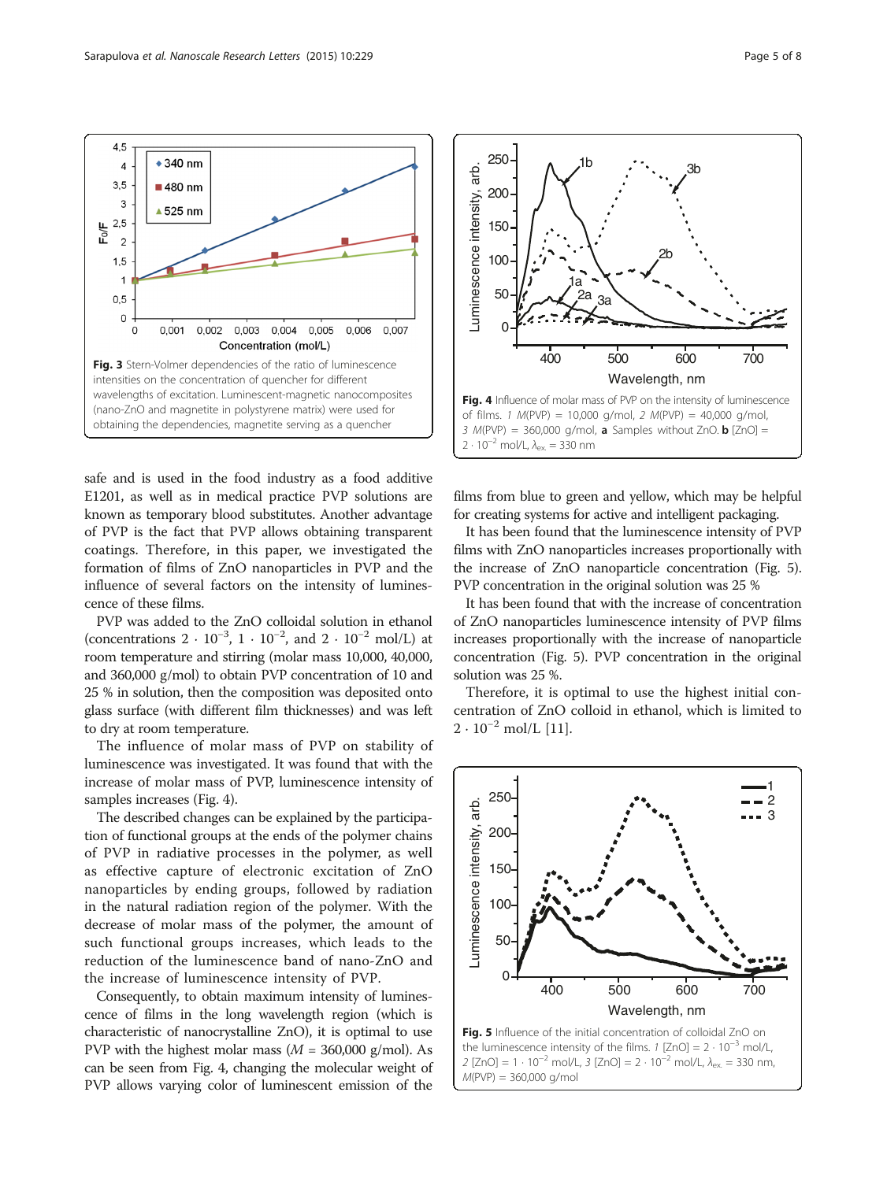Fig. 3 Stern-Volmer dependencies of the ratio of luminescence intensities on the concentration of quencher for different wavelengths of excitation. Luminescent-magnetic nanocomposites (nano-ZnO and magnetite in polystyrene matrix) were used for obtaining the dependencies, magnetite serving as a quencher

safe and is used in the food industry as a food additive E1201, as well as in medical practice PVP solutions are known as temporary blood substitutes. Another advantage of PVP is the fact that PVP allows obtaining transparent coatings. Therefore, in this paper, we investigated the formation of films of ZnO nanoparticles in PVP and the influence of several factors on the intensity of luminescence of these films.

PVP was added to the ZnO colloidal solution in ethanol (concentrations $2 \cdot 10^{-3}$, $1 \cdot 10^{-2}$, and $2 \cdot 10^{-2}$ mol/L) at room temperature and stirring (molar mass 10,000, 40,000, and 360,000 g/mol) to obtain PVP concentration of 10 and 25 % in solution, then the composition was deposited onto glass surface (with different film thicknesses) and was left to dry at room temperature.

The influence of molar mass of PVP on stability of luminescence was investigated. It was found that with the increase of molar mass of PVP, luminescence intensity of samples increases (Fig. 4).

The described changes can be explained by the participation of functional groups at the ends of the polymer chains of PVP in radiative processes in the polymer, as well as effective capture of electronic excitation of ZnO nanoparticles by ending groups, followed by radiation in the natural radiation region of the polymer. With the decrease of molar mass of the polymer, the amount of such functional groups increases, which leads to the reduction of the luminescence band of nano-ZnO and the increase of luminescence intensity of PVP.

Consequently, to obtain maximum intensity of luminescence of films in the long wavelength region (which is characteristic of nanocrystalline ZnO), it is optimal to use PVP with the highest molar mass ($M$ = 360,000 g/mol). As can be seen from Fig. 4, changing the molecular weight of PVP allows varying color of luminescent emission of the films from blue to green and yellow, which may be helpful for creating systems for active and intelligent packaging.

Fig. 4 Influence of molar mass of PVP on the intensity of luminescence of films. *1* $M$(PVP) = 10,000 g/mol, *2* $M$(PVP) = 40,000 g/mol, *3* $M$(PVP) = 360,000 g/mol, **a** Samples without ZnO. **b** [ZnO] = $2 \cdot 10^{-2}$ mol/L, $\lambda_{ex.}$ = 330 nm

It has been found that the luminescence intensity of PVP films with ZnO nanoparticles increases proportionally with the increase of ZnO nanoparticle concentration (Fig. 5). PVP concentration in the original solution was 25 %

It has been found that with the increase of concentration of ZnO nanoparticles luminescence intensity of PVP films increases proportionally with the increase of nanoparticle concentration (Fig. 5). PVP concentration in the original solution was 25 %.

Therefore, it is optimal to use the highest initial concentration of ZnO colloid in ethanol, which is limited to $2 \cdot 10^{-2}$ mol/L [11].

Fig. 5 Influence of the initial concentration of colloidal ZnO on the luminescence intensity of the films. *1* [ZnO] = $2 \cdot 10^{-3}$ mol/L, *2* [ZnO] = $1 \cdot 10^{-2}$ mol/L, *3* [ZnO] = $2 \cdot 10^{-2}$ mol/L, $\lambda_{ex.}$ = 330 nm, $M$(PVP) = 360,000 g/mol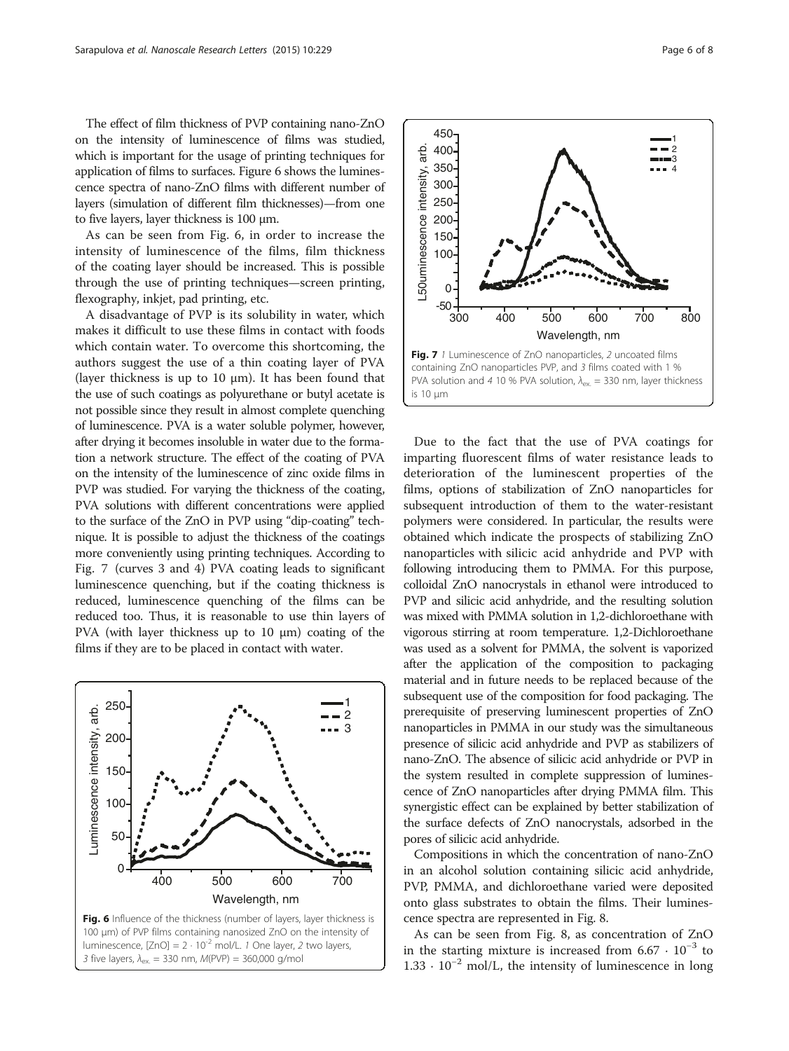The effect of film thickness of PVP containing nano-ZnO on the intensity of luminescence of films was studied, which is important for the usage of printing techniques for application of films to surfaces. Figure 6 shows the luminescence spectra of nano-ZnO films with different number of layers (simulation of different film thicknesses)—from one to five layers, layer thickness is 100 μm.

As can be seen from Fig. 6, in order to increase the intensity of luminescence of the films, film thickness of the coating layer should be increased. This is possible through the use of printing techniques—screen printing, flexography, inkjet, pad printing, etc.

A disadvantage of PVP is its solubility in water, which makes it difficult to use these films in contact with foods which contain water. To overcome this shortcoming, the authors suggest the use of a thin coating layer of PVA (layer thickness is up to 10 μm). It has been found that the use of such coatings as polyurethane or butyl acetate is not possible since they result in almost complete quenching of luminescence. PVA is a water soluble polymer, however, after drying it becomes insoluble in water due to the formation a network structure. The effect of the coating of PVA on the intensity of the luminescence of zinc oxide films in PVP was studied. For varying the thickness of the coating, PVA solutions with different concentrations were applied to the surface of the ZnO in PVP using "dip-coating" technique. It is possible to adjust the thickness of the coatings more conveniently using printing techniques. According to Fig. 7 (curves 3 and 4) PVA coating leads to significant luminescence quenching, but if the coating thickness is reduced, luminescence quenching of the films can be reduced too. Thus, it is reasonable to use thin layers of PVA (with layer thickness up to 10 μm) coating of the films if they are to be placed in contact with water.

**Fig. 6** Influence of the thickness (number of layers, layer thickness is 100 μm) of PVP films containing nanosized ZnO on the intensity of luminescence, $[ZnO] = 2 \cdot 10^{-2}$ mol/L. *1* One layer, *2* two layers, *3* five layers, $\lambda_{ex.} = 330$ nm, $M$(PVP) = 360,000 g/mol

**Fig. 7** *1* Luminescence of ZnO nanoparticles, *2* uncoated films containing ZnO nanoparticles PVP, and *3* films coated with 1 % PVA solution and *4* 10 % PVA solution, $\lambda_{ex.} = 330$ nm, layer thickness is 10 μm

Due to the fact that the use of PVA coatings for imparting fluorescent films of water resistance leads to deterioration of the luminescent properties of the films, options of stabilization of ZnO nanoparticles for subsequent introduction of them to the water-resistant polymers were considered. In particular, the results were obtained which indicate the prospects of stabilizing ZnO nanoparticles with silicic acid anhydride and PVP with following introducing them to PMMA. For this purpose, colloidal ZnO nanocrystals in ethanol were introduced to PVP and silicic acid anhydride, and the resulting solution was mixed with PMMA solution in 1,2-dichloroethane with vigorous stirring at room temperature. 1,2-Dichloroethane was used as a solvent for PMMA, the solvent is vaporized after the application of the composition to packaging material and in future needs to be replaced because of the subsequent use of the composition for food packaging. The prerequisite of preserving luminescent properties of ZnO nanoparticles in PMMA in our study was the simultaneous presence of silicic acid anhydride and PVP as stabilizers of nano-ZnO. The absence of silicic acid anhydride or PVP in the system resulted in complete suppression of luminescence of ZnO nanoparticles after drying PMMA film. This synergistic effect can be explained by better stabilization of the surface defects of ZnO nanocrystals, adsorbed in the pores of silicic acid anhydride.

Compositions in which the concentration of nano-ZnO in an alcohol solution containing silicic acid anhydride, PVP, PMMA, and dichloroethane varied were deposited onto glass substrates to obtain the films. Their luminescence spectra are represented in Fig. 8.

As can be seen from Fig. 8, as concentration of ZnO in the starting mixture is increased from $6.67 \cdot 10^{-3}$ to $1.33 \cdot 10^{-2}$ mol/L, the intensity of luminescence in long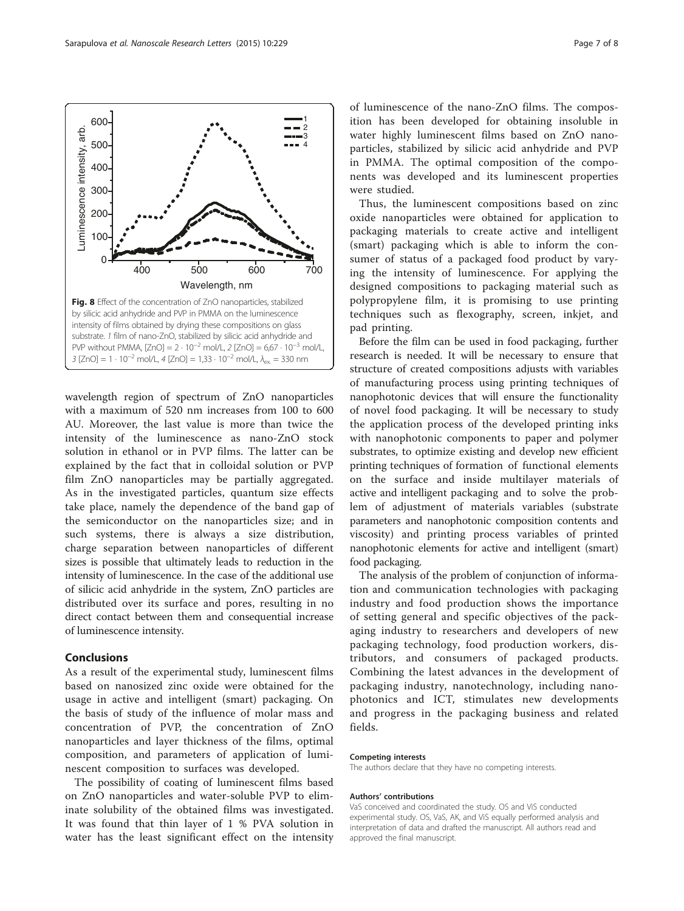Fig. 8 Effect of the concentration of ZnO nanoparticles, stabilized by silicic acid anhydride and PVP in PMMA on the luminescence intensity of films obtained by drying these compositions on glass substrate. *1* film of nano-ZnO, stabilized by silicic acid anhydride and PVP without PMMA, [ZnO] = $2 \cdot 10^{-2}$ mol/L, *2* [ZnO] = $6{,}67 \cdot 10^{-3}$ mol/L, *3* [ZnO] = $1 \cdot 10^{-2}$ mol/L, *4* [ZnO] = $1{,}33 \cdot 10^{-2}$ mol/L, $\lambda_{ex.} = 330$ nm

wavelength region of spectrum of ZnO nanoparticles with a maximum of 520 nm increases from 100 to 600 AU. Moreover, the last value is more than twice the intensity of the luminescence as nano-ZnO stock solution in ethanol or in PVP films. The latter can be explained by the fact that in colloidal solution or PVP film ZnO nanoparticles may be partially aggregated. As in the investigated particles, quantum size effects take place, namely the dependence of the band gap of the semiconductor on the nanoparticles size; and in such systems, there is always a size distribution, charge separation between nanoparticles of different sizes is possible that ultimately leads to reduction in the intensity of luminescence. In the case of the additional use of silicic acid anhydride in the system, ZnO particles are distributed over its surface and pores, resulting in no direct contact between them and consequential increase of luminescence intensity.

## Conclusions

As a result of the experimental study, luminescent films based on nanosized zinc oxide were obtained for the usage in active and intelligent (smart) packaging. On the basis of study of the influence of molar mass and concentration of PVP, the concentration of ZnO nanoparticles and layer thickness of the films, optimal composition, and parameters of application of luminescent composition to surfaces was developed.

The possibility of coating of luminescent films based on ZnO nanoparticles and water-soluble PVP to eliminate solubility of the obtained films was investigated. It was found that thin layer of 1 % PVA solution in water has the least significant effect on the intensity of luminescence of the nano-ZnO films. The composition has been developed for obtaining insoluble in water highly luminescent films based on ZnO nanoparticles, stabilized by silicic acid anhydride and PVP in PMMA. The optimal composition of the components was developed and its luminescent properties were studied.

Thus, the luminescent compositions based on zinc oxide nanoparticles were obtained for application to packaging materials to create active and intelligent (smart) packaging which is able to inform the consumer of status of a packaged food product by varying the intensity of luminescence. For applying the designed compositions to packaging material such as polypropylene film, it is promising to use printing techniques such as flexography, screen, inkjet, and pad printing.

Before the film can be used in food packaging, further research is needed. It will be necessary to ensure that structure of created compositions adjusts with variables of manufacturing process using printing techniques of nanophotonic devices that will ensure the functionality of novel food packaging. It will be necessary to study the application process of the developed printing inks with nanophotonic components to paper and polymer substrates, to optimize existing and develop new efficient printing techniques of formation of functional elements on the surface and inside multilayer materials of active and intelligent packaging and to solve the problem of adjustment of materials variables (substrate parameters and nanophotonic composition contents and viscosity) and printing process variables of printed nanophotonic elements for active and intelligent (smart) food packaging.

The analysis of the problem of conjunction of information and communication technologies with packaging industry and food production shows the importance of setting general and specific objectives of the packaging industry to researchers and developers of new packaging technology, food production workers, distributors, and consumers of packaged products. Combining the latest advances in the development of packaging industry, nanotechnology, including nanophotonics and ICT, stimulates new developments and progress in the packaging business and related fields.

#### Competing interests

The authors declare that they have no competing interests.

#### Authors' contributions

VaS conceived and coordinated the study. OS and ViS conducted experimental study. OS, VaS, AK, and ViS equally performed analysis and interpretation of data and drafted the manuscript. All authors read and approved the final manuscript.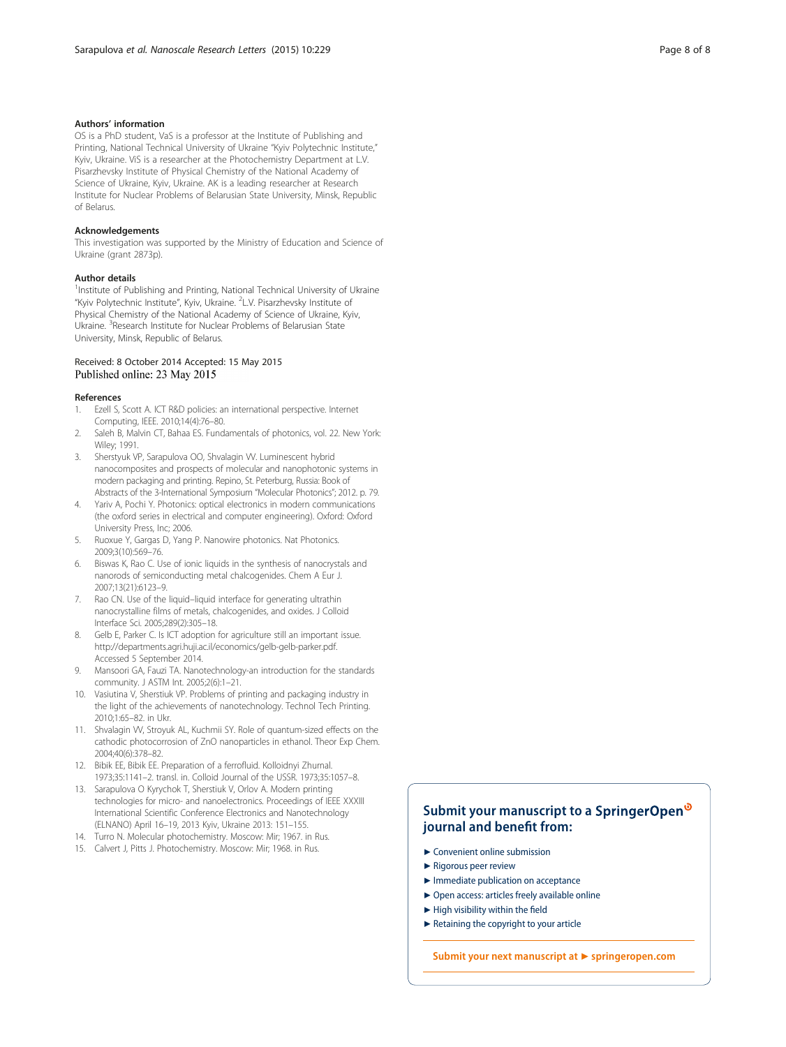### Authors' information

OS is a PhD student, VaS is a professor at the Institute of Publishing and Printing, National Technical University of Ukraine "Kyiv Polytechnic Institute," Kyiv, Ukraine. ViS is a researcher at the Photochemistry Department at L.V. Pisarzhevsky Institute of Physical Chemistry of the National Academy of Science of Ukraine, Kyiv, Ukraine. AK is a leading researcher at Research Institute for Nuclear Problems of Belarusian State University, Minsk, Republic of Belarus.

### Acknowledgements

This investigation was supported by the Ministry of Education and Science of Ukraine (grant 2873p).

### Author details

[1]Institute of Publishing and Printing, National Technical University of Ukraine "Kyiv Polytechnic Institute", Kyiv, Ukraine. [2]L.V. Pisarzhevsky Institute of Physical Chemistry of the National Academy of Science of Ukraine, Kyiv, Ukraine. [3]Research Institute for Nuclear Problems of Belarusian State University, Minsk, Republic of Belarus.

Received: 8 October 2014 Accepted: 15 May 2015
Published online: 23 May 2015

### References

1. Ezell S, Scott A. ICT R&D policies: an international perspective. Internet Computing, IEEE. 2010;14(4):76–80.
2. Saleh B, Malvin CT, Bahaa ES. Fundamentals of photonics, vol. 22. New York: Wiley; 1991.
3. Sherstyuk VP, Sarapulova OO, Shvalagin VV. Luminescent hybrid nanocomposites and prospects of molecular and nanophotonic systems in modern packaging and printing. Repino, St. Peterburg, Russia: Book of Abstracts of the 3-International Symposium "Molecular Photonics"; 2012. p. 79.
4. Yariv A, Pochi Y. Photonics: optical electronics in modern communications (the oxford series in electrical and computer engineering). Oxford: Oxford University Press, Inc; 2006.
5. Ruoxue Y, Gargas D, Yang P. Nanowire photonics. Nat Photonics. 2009;3(10):569–76.
6. Biswas K, Rao C. Use of ionic liquids in the synthesis of nanocrystals and nanorods of semiconducting metal chalcogenides. Chem A Eur J. 2007;13(21):6123–9.
7. Rao CN. Use of the liquid–liquid interface for generating ultrathin nanocrystalline films of metals, chalcogenides, and oxides. J Colloid Interface Sci. 2005;289(2):305–18.
8. Gelb E, Parker C. Is ICT adoption for agriculture still an important issue. http://departments.agri.huji.ac.il/economics/gelb-gelb-parker.pdf. Accessed 5 September 2014.
9. Mansoori GA, Fauzi TA. Nanotechnology-an introduction for the standards community. J ASTM Int. 2005;2(6):1–21.
10. Vasiutina V, Sherstiuk VP. Problems of printing and packaging industry in the light of the achievements of nanotechnology. Technol Tech Printing. 2010;1:65–82. in Ukr.
11. Shvalagin VV, Stroyuk AL, Kuchmii SY. Role of quantum-sized effects on the cathodic photocorrosion of ZnO nanoparticles in ethanol. Theor Exp Chem. 2004;40(6):378–82.
12. Bibik EE, Bibik EE. Preparation of a ferrofluid. Kolloidnyi Zhurnal. 1973;35:1141–2. transl. in. Colloid Journal of the USSR. 1973;35:1057–8.
13. Sarapulova O Kyrychok T, Sherstiuk V, Orlov A. Modern printing technologies for micro- and nanoelectronics. Proceedings of IEEE XXXIII International Scientific Conference Electronics and Nanotechnology (ELNANO) April 16–19, 2013 Kyiv, Ukraine 2013: 151–155.
14. Turro N. Molecular photochemistry. Moscow: Mir; 1967. in Rus.
15. Calvert J, Pitts J. Photochemistry. Moscow: Mir; 1968. in Rus.

**Submit your manuscript to a SpringerOpen journal and benefit from:**

- ► Convenient online submission
- ► Rigorous peer review
- ► Immediate publication on acceptance
- ► Open access: articles freely available online
- ► High visibility within the field
- ► Retaining the copyright to your article

**Submit your next manuscript at ► springeropen.com**